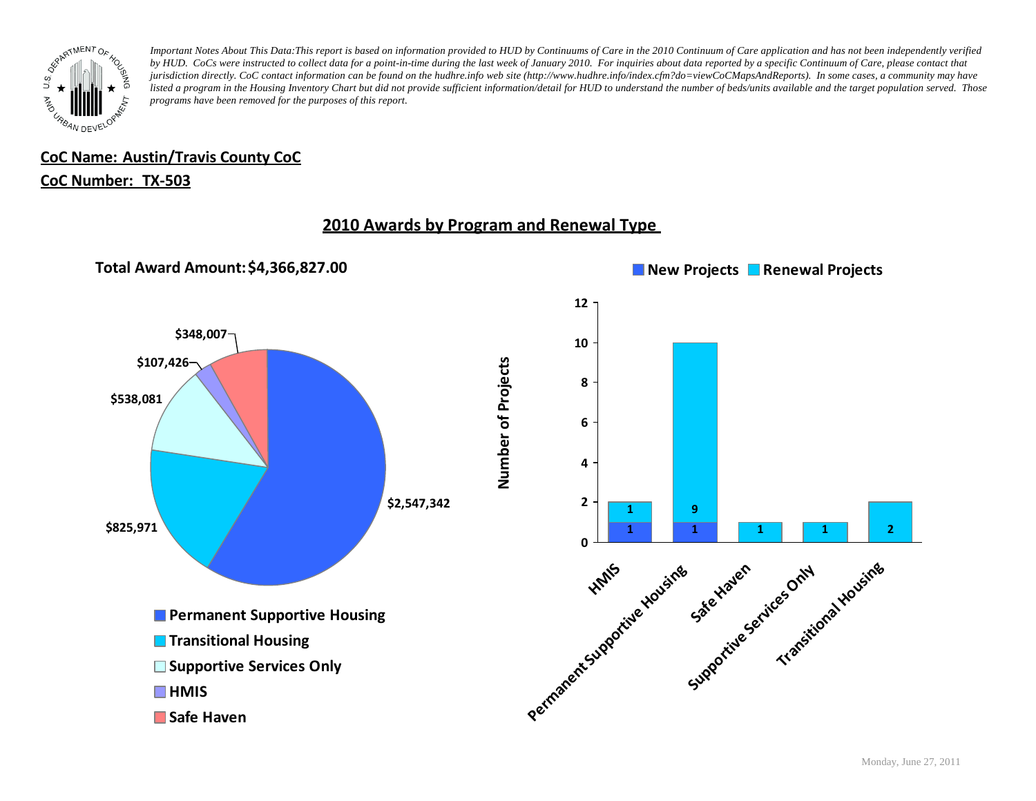*Important Notes About This Data:This report is based on information provided to HUD by Continuums of Care in the 2010 Continuum of Care application and has not been independently verified by HUD. CoCs were instructed to collect data for a point-in-time during the last week of January 2010. For inquiries about data reported by a specific Continuum of Care, please contact that jurisdiction directly. CoC contact information can be found on the hudhre.info web site (http://www.hudhre.info/index.cfm?do=viewCoCMapsAndReports). In some cases, a community may have listed a program in the Housing Inventory Chart but did not provide sufficient information/detail for HUD to understand the number of beds/units available and the target population served. Those programs have been removed for the purposes of this report.*

**CoC Name: Austin/Travis County CoC**

**CoC Number: TX-503**

## 2010 Awards by Program and Renewal Type

**Total Award Amount: $4,366,827.00**

| Program Type | Award Amount |
| --- | --- |
| Permanent Supportive Housing | $2,547,342 |
| Transitional Housing | $825,971 |
| Supportive Services Only | $538,081 |
| HMIS | $107,426 |
| Safe Haven | $348,007 |

**Number of Projects**

| Program Type | New Projects | Renewal Projects |
| --- | --- | --- |
| HMIS | 1 | 1 |
| Permanent Supportive Housing | 1 | 9 |
| Safe Haven | | 1 |
| Supportive Services Only | | 1 |
| Transitional Housing | | 2 |

Monday, June 27, 2011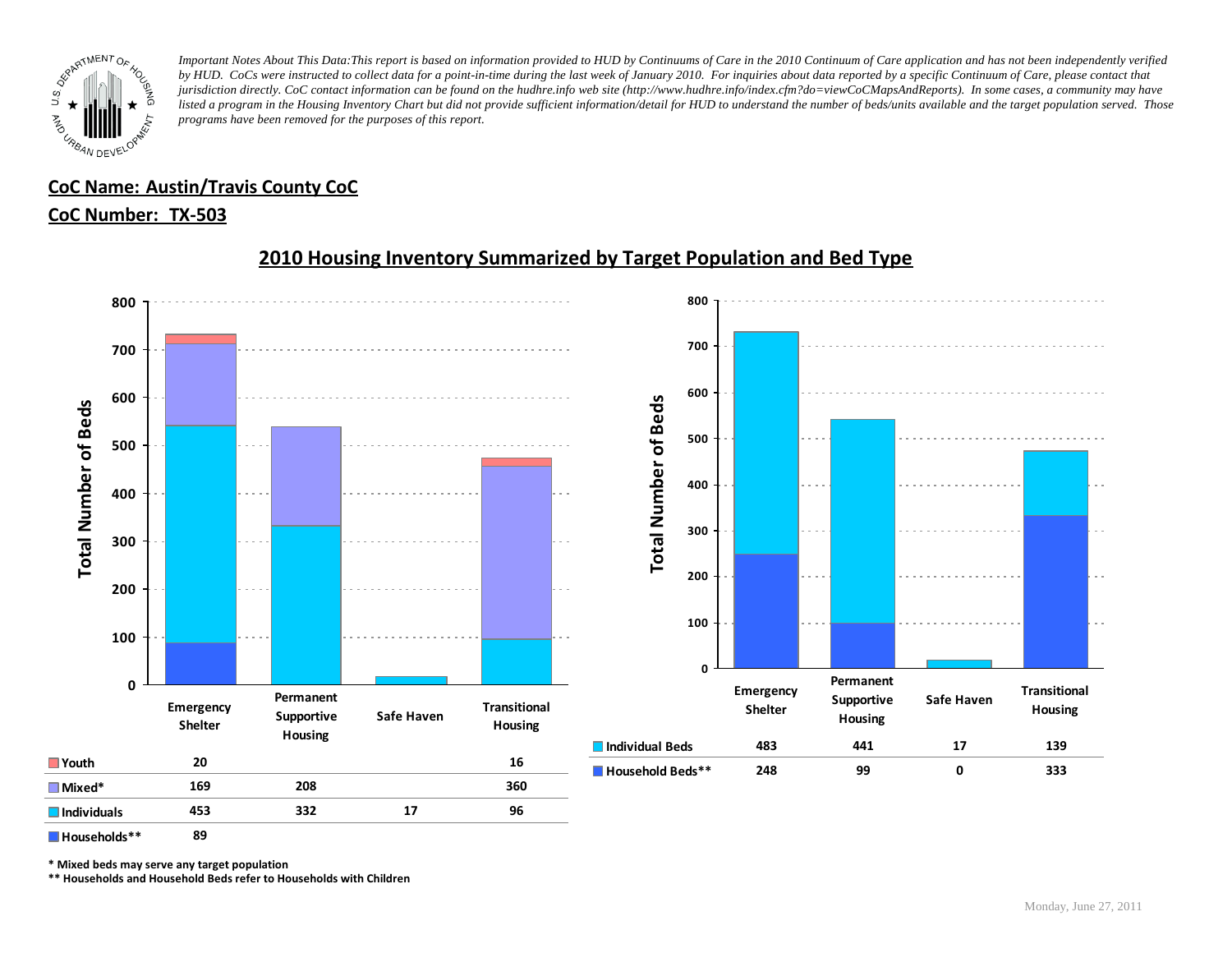*Important Notes About This Data:This report is based on information provided to HUD by Continuums of Care in the 2010 Continuum of Care application and has not been independently verified by HUD. CoCs were instructed to collect data for a point-in-time during the last week of January 2010. For inquiries about data reported by a specific Continuum of Care, please contact that jurisdiction directly. CoC contact information can be found on the hudhre.info web site (http://www.hudhre.info/index.cfm?do=viewCoCMapsAndReports). In some cases, a community may have listed a program in the Housing Inventory Chart but did not provide sufficient information/detail for HUD to understand the number of beds/units available and the target population served. Those programs have been removed for the purposes of this report.*

## CoC Name: Austin/Travis County CoC

## CoC Number: TX-503

## 2010 Housing Inventory Summarized by Target Population and Bed Type

| | Emergency Shelter | Permanent Supportive Housing | Safe Haven | Transitional Housing |
|---|---|---|---|---|
| Youth | 20 | | | 16 |
| Mixed* | 169 | 208 | | 360 |
| Individuals | 453 | 332 | 17 | 96 |
| Households** | 89 | | | |

| | Emergency Shelter | Permanent Supportive Housing | Safe Haven | Transitional Housing |
|---|---|---|---|---|
| Individual Beds | 483 | 441 | 17 | 139 |
| Household Beds** | 248 | 99 | 0 | 333 |

**\* Mixed beds may serve any target population**

**\*\* Households and Household Beds refer to Households with Children**

Monday, June 27, 2011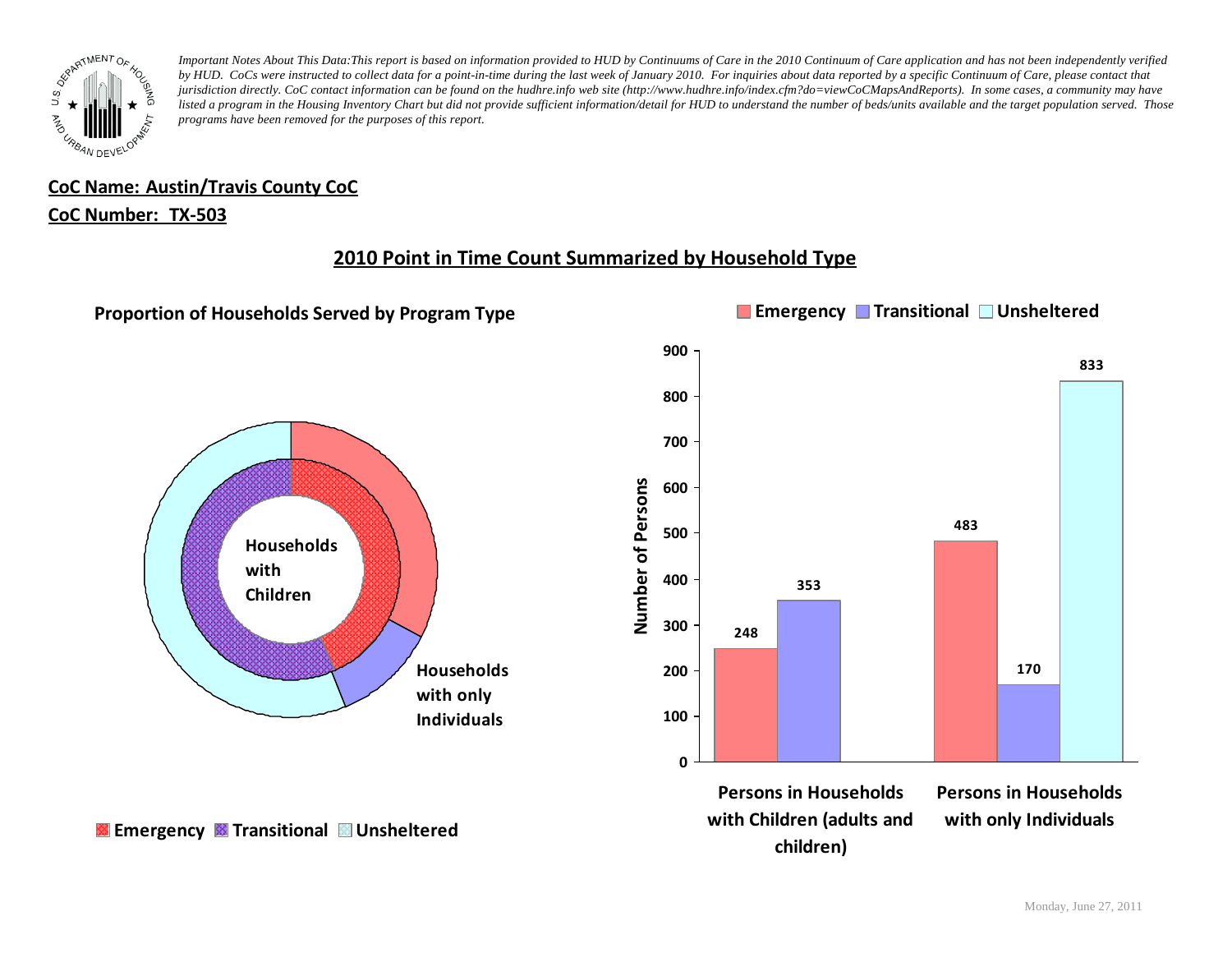*Important Notes About This Data:This report is based on information provided to HUD by Continuums of Care in the 2010 Continuum of Care application and has not been independently verified by HUD. CoCs were instructed to collect data for a point-in-time during the last week of January 2010. For inquiries about data reported by a specific Continuum of Care, please contact that jurisdiction directly. CoC contact information can be found on the hudhre.info web site (http://www.hudhre.info/index.cfm?do=viewCoCMapsAndReports). In some cases, a community may have listed a program in the Housing Inventory Chart but did not provide sufficient information/detail for HUD to understand the number of beds/units available and the target population served. Those programs have been removed for the purposes of this report.*

**CoC Name: Austin/Travis County CoC**

**CoC Number: TX-503**

## 2010 Point in Time Count Summarized by Household Type

### Proportion of Households Served by Program Type

Households with Children

Households with only Individuals

Emergency | Transitional | Unsheltered

| Number of Persons | Emergency | Transitional | Unsheltered |
|---|---|---|---|
| Persons in Households with Children (adults and children) | 248 | 353 | |
| Persons in Households with only Individuals | 483 | 170 | 833 |

Monday, June 27, 2011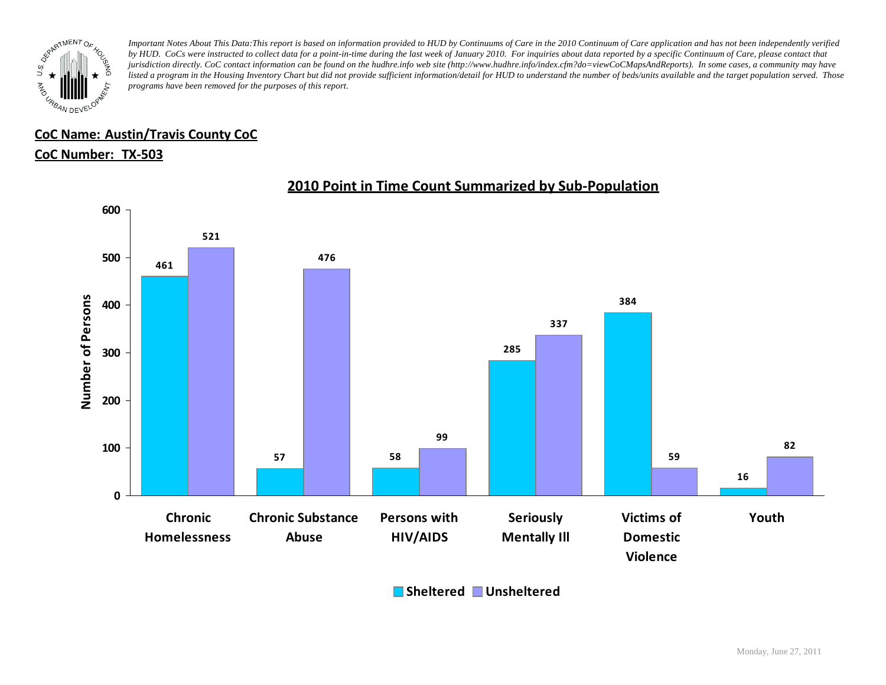*Important Notes About This Data:This report is based on information provided to HUD by Continuums of Care in the 2010 Continuum of Care application and has not been independently verified by HUD. CoCs were instructed to collect data for a point-in-time during the last week of January 2010. For inquiries about data reported by a specific Continuum of Care, please contact that jurisdiction directly. CoC contact information can be found on the hudhre.info web site (http://www.hudhre.info/index.cfm?do=viewCoCMapsAndReports). In some cases, a community may have listed a program in the Housing Inventory Chart but did not provide sufficient information/detail for HUD to understand the number of beds/units available and the target population served. Those programs have been removed for the purposes of this report.*

**CoC Name: Austin/Travis County CoC**

**CoC Number: TX-503**

## 2010 Point in Time Count Summarized by Sub-Population

Number of Persons

600
500
400
300
200
100
0

Chronic Homelessness: 461, 521
Chronic Substance Abuse: 57, 476
Persons with HIV/AIDS: 58, 99
Seriously Mentally Ill: 285, 337
Victims of Domestic Violence: 384, 59
Youth: 16, 82

Sheltered
Unsheltered

Monday, June 27, 2011